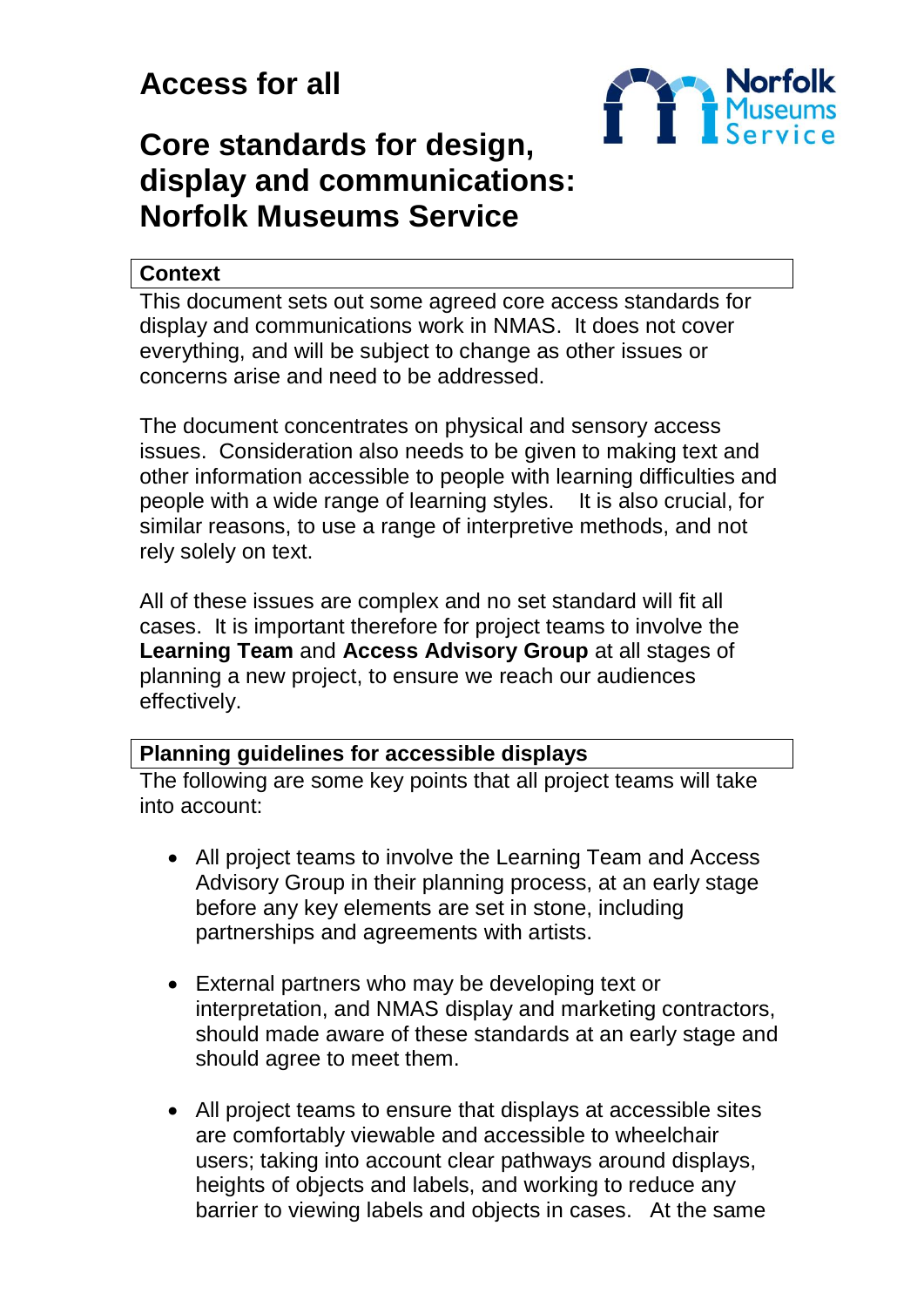# Access for all

# Core standards for design, display and communications: Norfolk Museums Service

## Context

This document sets out some agreed core access standards for display and communications work in NMAS. It does not cover everything, and will be subject to change as other issues or concerns arise and need to be addressed.

The document concentrates on physical and sensory access issues. Consideration also needs to be given to making text and other information accessible to people with learning difficulties and people with a wide range of learning styles. It is also crucial, for similar reasons, to use a range of interpretive methods, and not rely solely on text.

All of these issues are complex and no set standard will fit all cases. It is important therefore for project teams to involve the **Learning Team** and **Access Advisory Group** at all stages of planning a new project, to ensure we reach our audiences effectively.

## Planning guidelines for accessible displays

The following are some key points that all project teams will take into account:

- All project teams to involve the Learning Team and Access Advisory Group in their planning process, at an early stage before any key elements are set in stone, including partnerships and agreements with artists.
- External partners who may be developing text or interpretation, and NMAS display and marketing contractors, should made aware of these standards at an early stage and should agree to meet them.
- All project teams to ensure that displays at accessible sites are comfortably viewable and accessible to wheelchair users; taking into account clear pathways around displays, heights of objects and labels, and working to reduce any barrier to viewing labels and objects in cases. At the same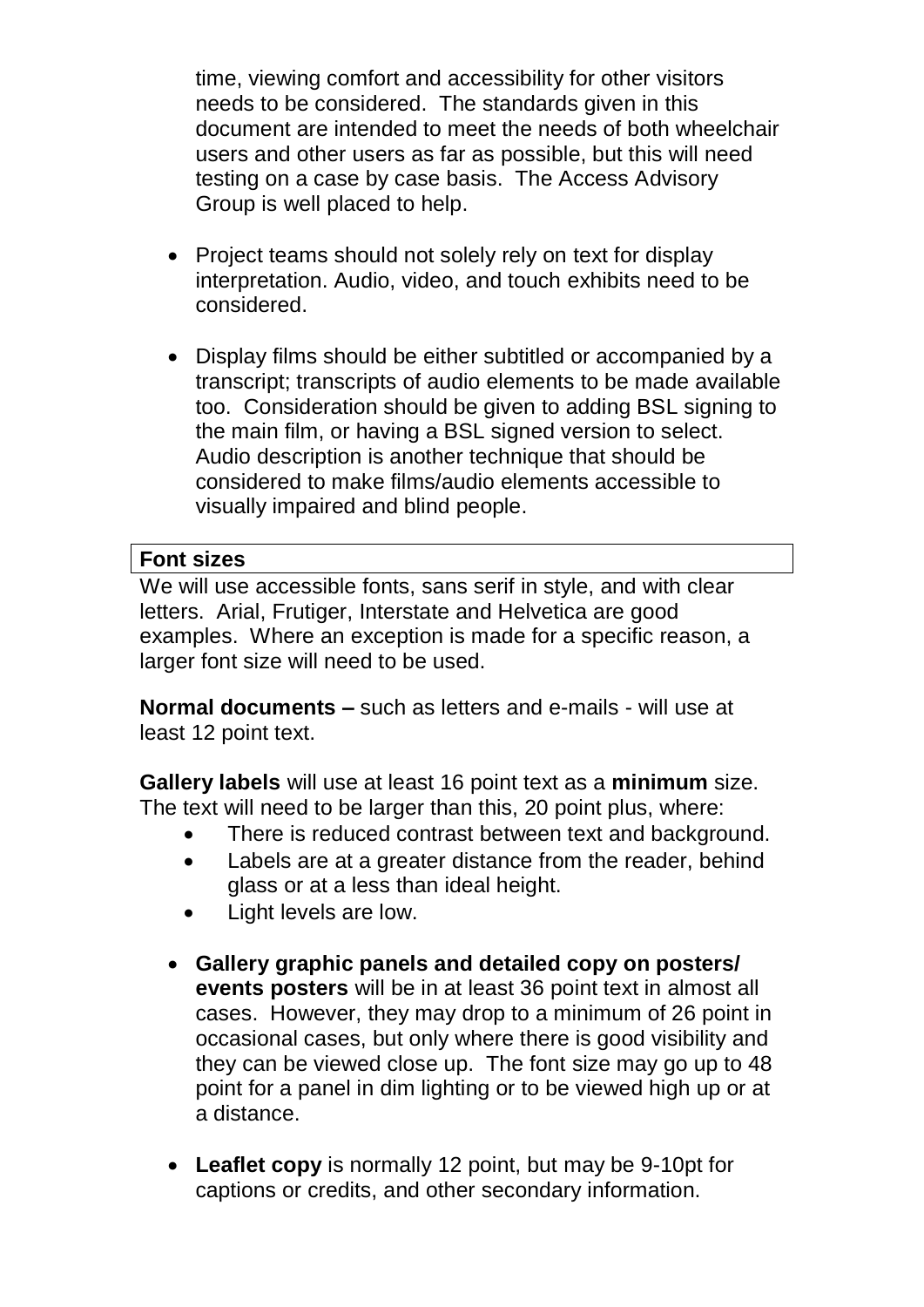time, viewing comfort and accessibility for other visitors needs to be considered. The standards given in this document are intended to meet the needs of both wheelchair users and other users as far as possible, but this will need testing on a case by case basis. The Access Advisory Group is well placed to help.

- Project teams should not solely rely on text for display interpretation. Audio, video, and touch exhibits need to be considered.

- Display films should be either subtitled or accompanied by a transcript; transcripts of audio elements to be made available too. Consideration should be given to adding BSL signing to the main film, or having a BSL signed version to select. Audio description is another technique that should be considered to make films/audio elements accessible to visually impaired and blind people.

## Font sizes

We will use accessible fonts, sans serif in style, and with clear letters. Arial, Frutiger, Interstate and Helvetica are good examples. Where an exception is made for a specific reason, a larger font size will need to be used.

**Normal documents –** such as letters and e-mails - will use at least 12 point text.

**Gallery labels** will use at least 16 point text as a **minimum** size. The text will need to be larger than this, 20 point plus, where:

- There is reduced contrast between text and background.
- Labels are at a greater distance from the reader, behind glass or at a less than ideal height.
- Light levels are low.

- **Gallery graphic panels and detailed copy on posters/ events posters** will be in at least 36 point text in almost all cases. However, they may drop to a minimum of 26 point in occasional cases, but only where there is good visibility and they can be viewed close up. The font size may go up to 48 point for a panel in dim lighting or to be viewed high up or at a distance.

- **Leaflet copy** is normally 12 point, but may be 9-10pt for captions or credits, and other secondary information.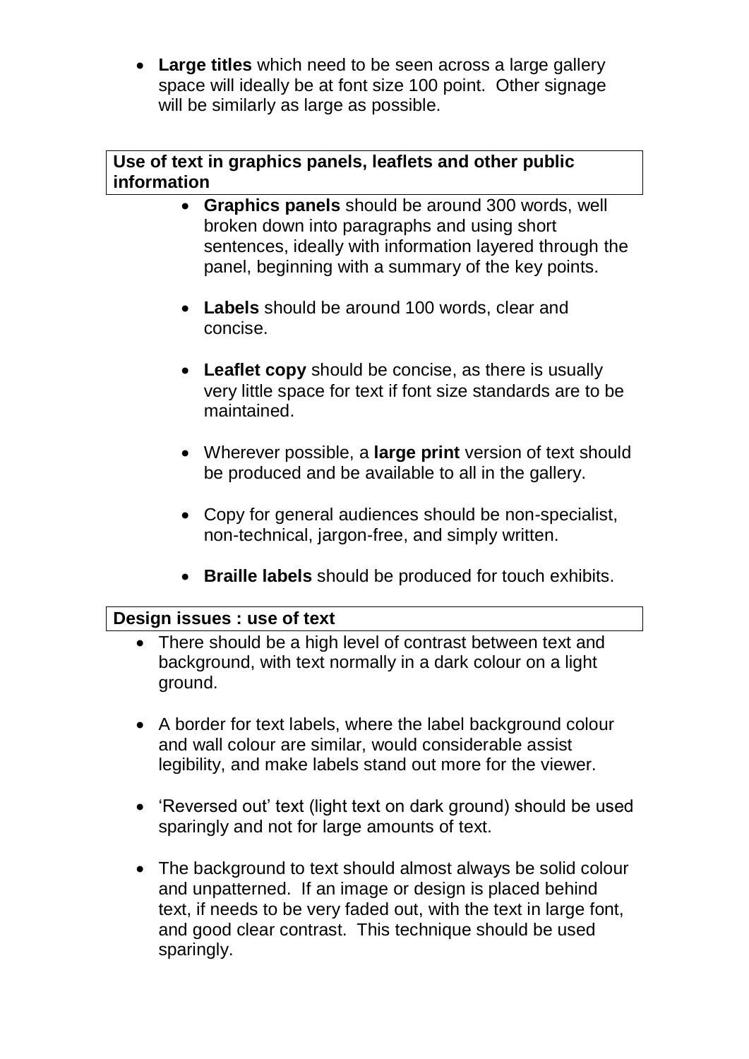- **Large titles** which need to be seen across a large gallery space will ideally be at font size 100 point. Other signage will be similarly as large as possible.

**Use of text in graphics panels, leaflets and other public information**

- **Graphics panels** should be around 300 words, well broken down into paragraphs and using short sentences, ideally with information layered through the panel, beginning with a summary of the key points.

- **Labels** should be around 100 words, clear and concise.

- **Leaflet copy** should be concise, as there is usually very little space for text if font size standards are to be maintained.

- Wherever possible, a **large print** version of text should be produced and be available to all in the gallery.

- Copy for general audiences should be non-specialist, non-technical, jargon-free, and simply written.

- **Braille labels** should be produced for touch exhibits.

**Design issues : use of text**

- There should be a high level of contrast between text and background, with text normally in a dark colour on a light ground.

- A border for text labels, where the label background colour and wall colour are similar, would considerable assist legibility, and make labels stand out more for the viewer.

- 'Reversed out' text (light text on dark ground) should be used sparingly and not for large amounts of text.

- The background to text should almost always be solid colour and unpatterned. If an image or design is placed behind text, if needs to be very faded out, with the text in large font, and good clear contrast. This technique should be used sparingly.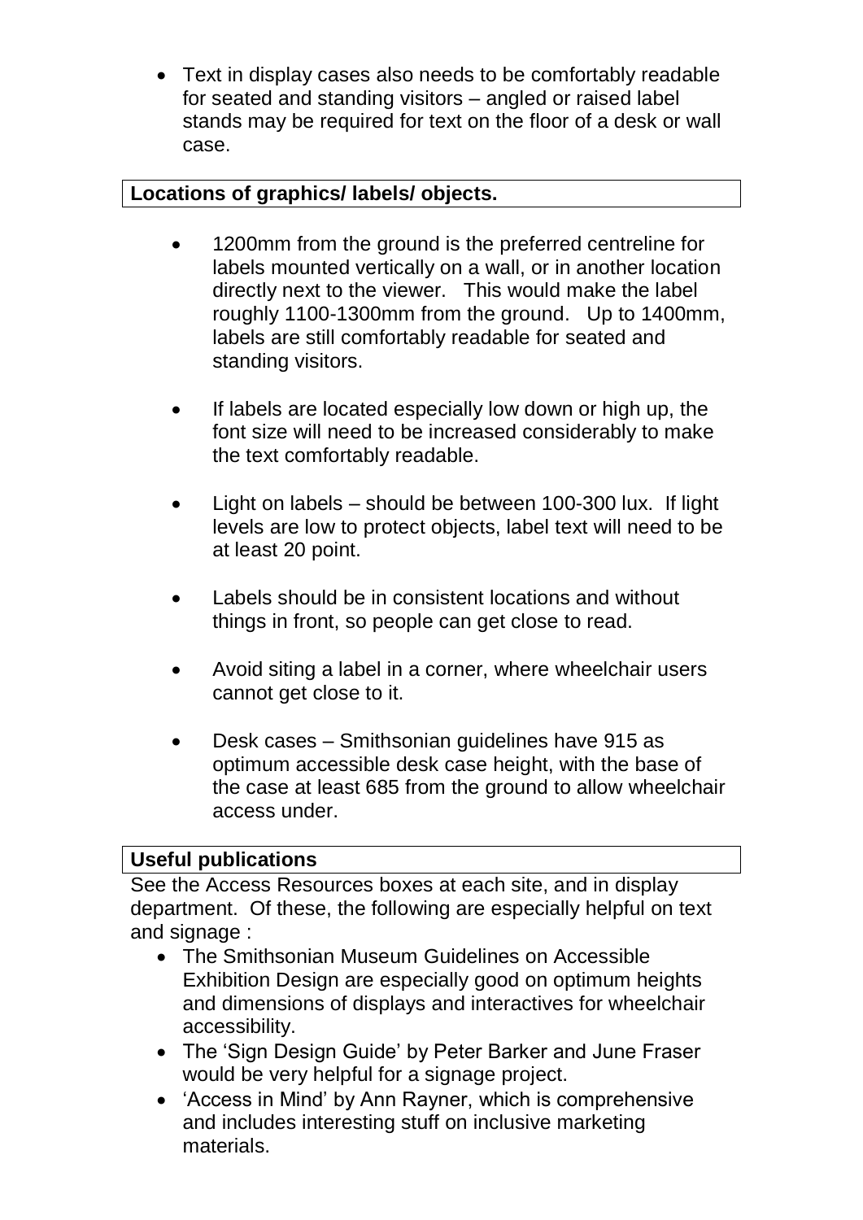- Text in display cases also needs to be comfortably readable for seated and standing visitors – angled or raised label stands may be required for text on the floor of a desk or wall case.

**Locations of graphics/ labels/ objects.**

- 1200mm from the ground is the preferred centreline for labels mounted vertically on a wall, or in another location directly next to the viewer. This would make the label roughly 1100-1300mm from the ground. Up to 1400mm, labels are still comfortably readable for seated and standing visitors.
- If labels are located especially low down or high up, the font size will need to be increased considerably to make the text comfortably readable.
- Light on labels – should be between 100-300 lux. If light levels are low to protect objects, label text will need to be at least 20 point.
- Labels should be in consistent locations and without things in front, so people can get close to read.
- Avoid siting a label in a corner, where wheelchair users cannot get close to it.
- Desk cases – Smithsonian guidelines have 915 as optimum accessible desk case height, with the base of the case at least 685 from the ground to allow wheelchair access under.

**Useful publications**

See the Access Resources boxes at each site, and in display department. Of these, the following are especially helpful on text and signage :

- The Smithsonian Museum Guidelines on Accessible Exhibition Design are especially good on optimum heights and dimensions of displays and interactives for wheelchair accessibility.
- The 'Sign Design Guide' by Peter Barker and June Fraser would be very helpful for a signage project.
- 'Access in Mind' by Ann Rayner, which is comprehensive and includes interesting stuff on inclusive marketing materials.